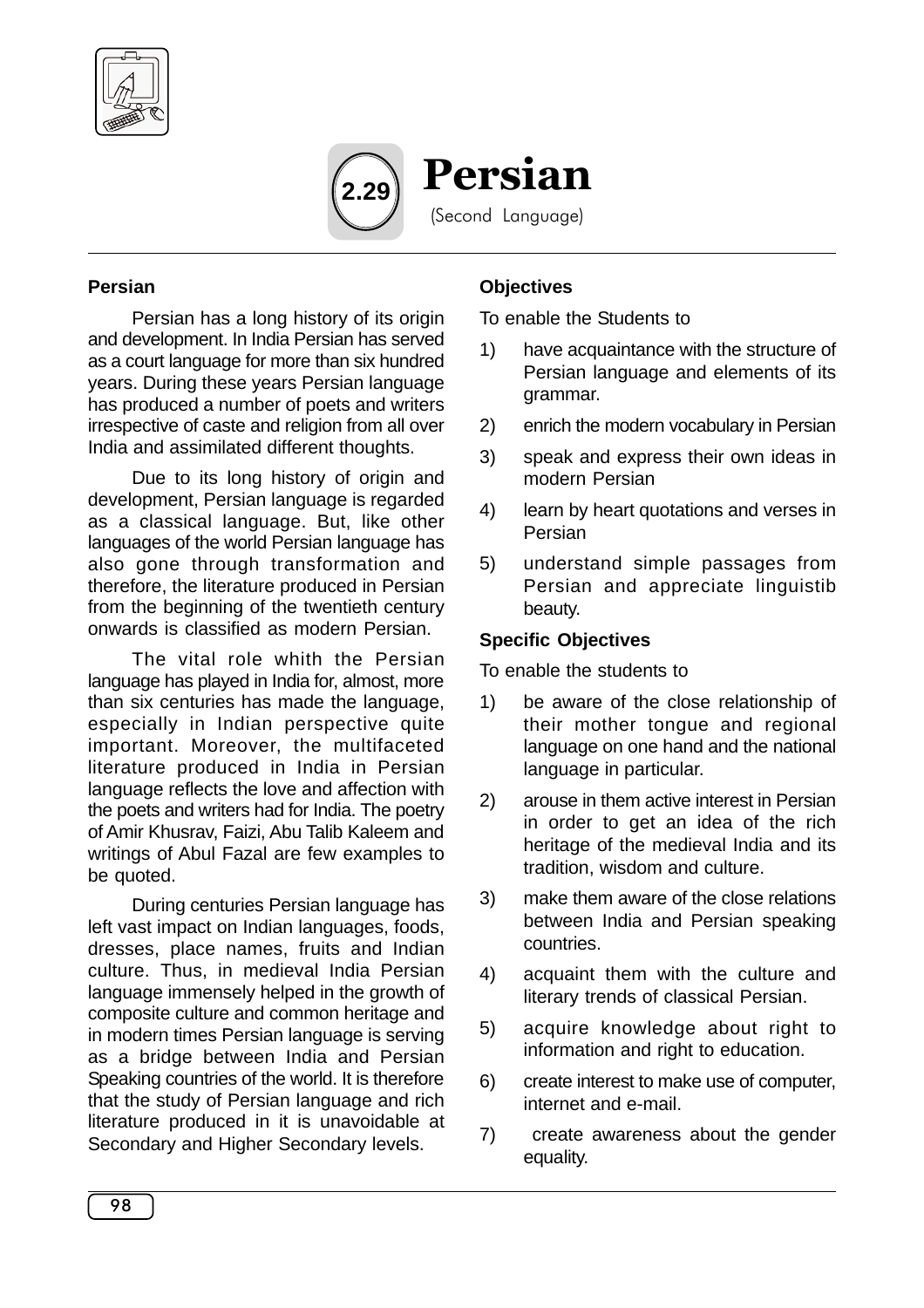# 2.29 Persian

(Second Language)

## Persian

Persian has a long history of its origin and development. In India Persian has served as a court language for more than six hundred years. During these years Persian language has produced a number of poets and writers irrespective of caste and religion from all over India and assimilated different thoughts.

Due to its long history of origin and development, Persian language is regarded as a classical language. But, like other languages of the world Persian language has also gone through transformation and therefore, the literature produced in Persian from the beginning of the twentieth century onwards is classified as modern Persian.

The vital role whith the Persian language has played in India for, almost, more than six centuries has made the language, especially in Indian perspective quite important. Moreover, the multifaceted literature produced in India in Persian language reflects the love and affection with the poets and writers had for India. The poetry of Amir Khusrav, Faizi, Abu Talib Kaleem and writings of Abul Fazal are few examples to be quoted.

During centuries Persian language has left vast impact on Indian languages, foods, dresses, place names, fruits and Indian culture. Thus, in medieval India Persian language immensely helped in the growth of composite culture and common heritage and in modern times Persian language is serving as a bridge between India and Persian Speaking countries of the world. It is therefore that the study of Persian language and rich literature produced in it is unavoidable at Secondary and Higher Secondary levels.

## Objectives

To enable the Students to

1) have acquaintance with the structure of Persian language and elements of its grammar.
2) enrich the modern vocabulary in Persian
3) speak and express their own ideas in modern Persian
4) learn by heart quotations and verses in Persian
5) understand simple passages from Persian and appreciate linguistib beauty.

## Specific Objectives

To enable the students to

1) be aware of the close relationship of their mother tongue and regional language on one hand and the national language in particular.
2) arouse in them active interest in Persian in order to get an idea of the rich heritage of the medieval India and its tradition, wisdom and culture.
3) make them aware of the close relations between India and Persian speaking countries.
4) acquaint them with the culture and literary trends of classical Persian.
5) acquire knowledge about right to information and right to education.
6) create interest to make use of computer, internet and e-mail.
7) create awareness about the gender equality.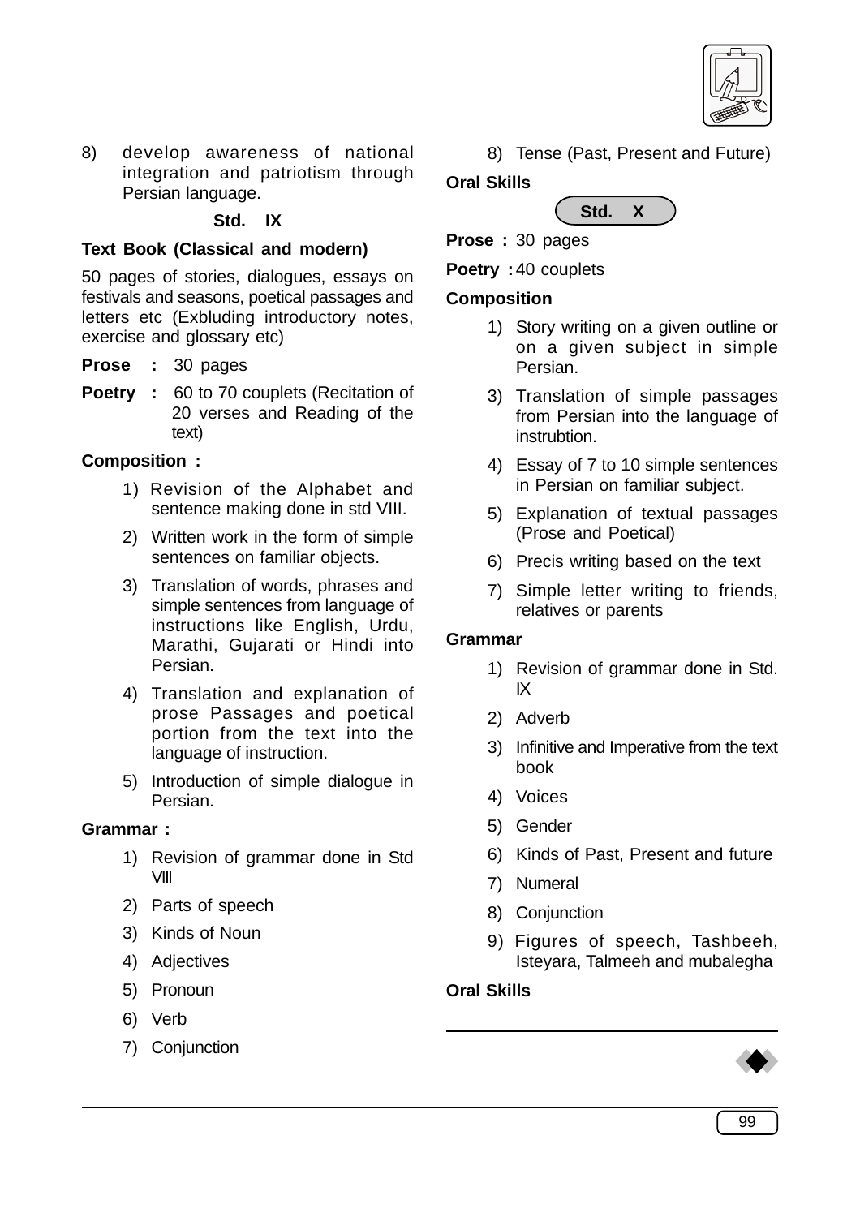8) develop awareness of national integration and patriotism through Persian language.

### Std. IX

**Text Book (Classical and modern)**

50 pages of stories, dialogues, essays on festivals and seasons, poetical passages and letters etc (Exbluding introductory notes, exercise and glossary etc)

**Prose :** 30 pages

**Poetry :** 60 to 70 couplets (Recitation of 20 verses and Reading of the text)

**Composition :**

1) Revision of the Alphabet and sentence making done in std VIII.
2) Written work in the form of simple sentences on familiar objects.
3) Translation of words, phrases and simple sentences from language of instructions like English, Urdu, Marathi, Gujarati or Hindi into Persian.
4) Translation and explanation of prose Passages and poetical portion from the text into the language of instruction.
5) Introduction of simple dialogue in Persian.

**Grammar :**

1) Revision of grammar done in Std VIII
2) Parts of speech
3) Kinds of Noun
4) Adjectives
5) Pronoun
6) Verb
7) Conjunction
8) Tense (Past, Present and Future)

**Oral Skills**

### Std. X

**Prose :** 30 pages

**Poetry :** 40 couplets

**Composition**

1) Story writing on a given outline or on a given subject in simple Persian.
3) Translation of simple passages from Persian into the language of instrubtion.
4) Essay of 7 to 10 simple sentences in Persian on familiar subject.
5) Explanation of textual passages (Prose and Poetical)
6) Precis writing based on the text
7) Simple letter writing to friends, relatives or parents

**Grammar**

1) Revision of grammar done in Std. IX
2) Adverb
3) Infinitive and Imperative from the text book
4) Voices
5) Gender
6) Kinds of Past, Present and future
7) Numeral
8) Conjunction
9) Figures of speech, Tashbeeh, Isteyara, Talmeeh and mubalegha

**Oral Skills**